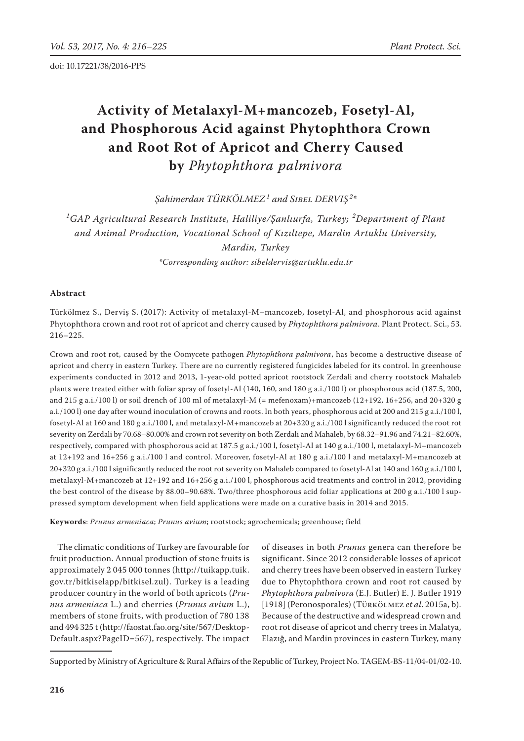doi: 10.17221/38/2016-PPS

# Activity of Metalaxyl-M+mancozeb, Fosetyl-Al, and Phosphorous Acid against Phytophthora Crown and Root Rot of Apricot and Cherry Caused by *Phytophthora palmivora*

*Şahimerdan TÜRKÖLMEZ*[1] *and Sibel DERVIŞ*[2]*

[1]*GAP Agricultural Research Institute, Haliliye/Şanlıurfa, Turkey;* [2]*Department of Plant and Animal Production, Vocational School of Kızıltepe, Mardin Artuklu University, Mardin, Turkey*

*\*Corresponding author: sibeldervis@artuklu.edu.tr*

## Abstract

Türkölmez S., Derviş S. (2017): Activity of metalaxyl-M+mancozeb, fosetyl-Al, and phosphorous acid against Phytophthora crown and root rot of apricot and cherry caused by *Phytophthora palmivora*. Plant Protect. Sci., 53. 216–225.

Crown and root rot, caused by the Oomycete pathogen *Phytophthora palmivora*, has become a destructive disease of apricot and cherry in eastern Turkey. There are no currently registered fungicides labeled for its control. In greenhouse experiments conducted in 2012 and 2013, 1-year-old potted apricot rootstock Zerdali and cherry rootstock Mahaleb plants were treated either with foliar spray of fosetyl-Al (140, 160, and 180 g a.i./100 l) or phosphorous acid (187.5, 200, and 215 g a.i./100 l) or soil drench of 100 ml of metalaxyl-M (= mefenoxam)+mancozeb (12+192, 16+256, and 20+320 g a.i./100 l) one day after wound inoculation of crowns and roots. In both years, phosphorous acid at 200 and 215 g a.i./100 l, fosetyl-Al at 160 and 180 g a.i./100 l, and metalaxyl-M+mancozeb at 20+320 g a.i./100 l significantly reduced the root rot severity on Zerdali by 70.68–80.00% and crown rot severity on both Zerdali and Mahaleb, by 68.32–91.96 and 74.21–82.60%, respectively, compared with phosphorous acid at 187.5 g a.i./100 l, fosetyl-Al at 140 g a.i./100 l, metalaxyl-M+mancozeb at 12+192 and 16+256 g a.i./100 l and control. Moreover, fosetyl-Al at 180 g a.i./100 l and metalaxyl-M+mancozeb at 20+320 g a.i./100 l significantly reduced the root rot severity on Mahaleb compared to fosetyl-Al at 140 and 160 g a.i./100 l, metalaxyl-M+mancozeb at 12+192 and 16+256 g a.i./100 l, phosphorous acid treatments and control in 2012, providing the best control of the disease by 88.00–90.68%. Two/three phosphorous acid foliar applications at 200 g a.i./100 l suppressed symptom development when field applications were made on a curative basis in 2014 and 2015.

**Keywords**: *Prunus armeniaca*; *Prunus avium*; rootstock; agrochemicals; greenhouse; field

The climatic conditions of Turkey are favourable for fruit production. Annual production of stone fruits is approximately 2 045 000 tonnes (http://tuikapp.tuik.gov.tr/bitkiselapp/bitkisel.zul). Turkey is a leading producer country in the world of both apricots (*Prunus armeniaca* L.) and cherries (*Prunus avium* L.), members of stone fruits, with production of 780 138 and 494 325 t (http://faostat.fao.org/site/567/DesktopDefault.aspx?PageID=567), respectively. The impact of diseases in both *Prunus* genera can therefore be significant. Since 2012 considerable losses of apricot and cherry trees have been observed in eastern Turkey due to Phytophthora crown and root rot caused by *Phytophthora palmivora* (E.J. Butler) E. J. Butler 1919 [1918] (Peronosporales) (Türkölmez *et al*. 2015a, b). Because of the destructive and widespread crown and root rot disease of apricot and cherry trees in Malatya, Elazığ, and Mardin provinces in eastern Turkey, many

Supported by Ministry of Agriculture & Rural Affairs of the Republic of Turkey, Project No. TAGEM-BS-11/04-01/02-10.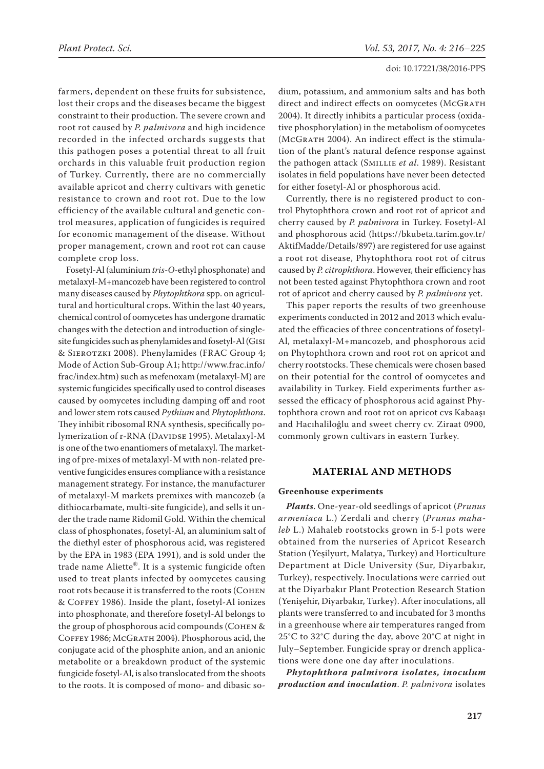farmers, dependent on these fruits for subsistence, lost their crops and the diseases became the biggest constraint to their production. The severe crown and root rot caused by *P. palmivora* and high incidence recorded in the infected orchards suggests that this pathogen poses a potential threat to all fruit orchards in this valuable fruit production region of Turkey. Currently, there are no commercially available apricot and cherry cultivars with genetic resistance to crown and root rot. Due to the low efficiency of the available cultural and genetic control measures, application of fungicides is required for economic management of the disease. Without proper management, crown and root rot can cause complete crop loss.

Fosetyl-Al (aluminium *tris-O*-ethyl phosphonate) and metalaxyl-M+mancozeb have been registered to control many diseases caused by *Phytophthora* spp. on agricultural and horticultural crops. Within the last 40 years, chemical control of oomycetes has undergone dramatic changes with the detection and introduction of single-site fungicides such as phenylamides and fosetyl-Al (Gisi & Sierotzki 2008). Phenylamides (FRAC Group 4; Mode of Action Sub-Group A1; http://www.frac.info/frac/index.htm) such as mefenoxam (metalaxyl-M) are systemic fungicides specifically used to control diseases caused by oomycetes including damping off and root and lower stem rots caused *Pythium* and *Phytophthora*. They inhibit ribosomal RNA synthesis, specifically polymerization of r-RNA (Davidse 1995). Metalaxyl-M is one of the two enantiomers of metalaxyl. The marketing of pre-mixes of metalaxyl-M with non-related preventive fungicides ensures compliance with a resistance management strategy. For instance, the manufacturer of metalaxyl-M markets premixes with mancozeb (a dithiocarbamate, multi-site fungicide), and sells it under the trade name Ridomil Gold. Within the chemical class of phosphonates, fosetyl-Al, an aluminium salt of the diethyl ester of phosphorous acid, was registered by the EPA in 1983 (EPA 1991), and is sold under the trade name Aliette®. It is a systemic fungicide often used to treat plants infected by oomycetes causing root rots because it is transferred to the roots (Cohen & Coffey 1986). Inside the plant, fosetyl-Al ionizes into phosphonate, and therefore fosetyl-Al belongs to the group of phosphorous acid compounds (Cohen & Coffey 1986; McGrath 2004). Phosphorous acid, the conjugate acid of the phosphite anion, and an anionic metabolite or a breakdown product of the systemic fungicide fosetyl-Al, is also translocated from the shoots to the roots. It is composed of mono- and dibasic sodium, potassium, and ammonium salts and has both direct and indirect effects on oomycetes (McGrath 2004). It directly inhibits a particular process (oxidative phosphorylation) in the metabolism of oomycetes (McGrath 2004). An indirect effect is the stimulation of the plant's natural defence response against the pathogen attack (Smillie *et al*. 1989). Resistant isolates in field populations have never been detected for either fosetyl-Al or phosphorous acid.

Currently, there is no registered product to control Phytophthora crown and root rot of apricot and cherry caused by *P. palmivora* in Turkey. Fosetyl-Al and phosphorous acid (https://bkubeta.tarim.gov.tr/AktifMadde/Details/897) are registered for use against a root rot disease, Phytophthora root rot of citrus caused by *P. citrophthora*. However, their efficiency has not been tested against Phytophthora crown and root rot of apricot and cherry caused by *P. palmivora* yet.

This paper reports the results of two greenhouse experiments conducted in 2012 and 2013 which evaluated the efficacies of three concentrations of fosetyl-Al, metalaxyl-M+mancozeb, and phosphorous acid on Phytophthora crown and root rot on apricot and cherry rootstocks. These chemicals were chosen based on their potential for the control of oomycetes and availability in Turkey. Field experiments further assessed the efficacy of phosphorous acid against Phytophthora crown and root rot on apricot cvs Kabaaşı and Hacıhaliloğlu and sweet cherry cv. Ziraat 0900, commonly grown cultivars in eastern Turkey.

## MATERIAL AND METHODS

### Greenhouse experiments

***Plants***. One-year-old seedlings of apricot (*Prunus armeniaca* L.) Zerdali and cherry (*Prunus mahaleb* L.) Mahaleb rootstocks grown in 5-l pots were obtained from the nurseries of Apricot Research Station (Yeşilyurt, Malatya, Turkey) and Horticulture Department at Dicle University (Sur, Diyarbakır, Turkey), respectively. Inoculations were carried out at the Diyarbakır Plant Protection Research Station (Yenişehir, Diyarbakır, Turkey). After inoculations, all plants were transferred to and incubated for 3 months in a greenhouse where air temperatures ranged from 25°C to 32°C during the day, above 20°C at night in July–September. Fungicide spray or drench applications were done one day after inoculations.

***Phytophthora palmivora* isolates, inoculum production and inoculation**. *P. palmivora* isolates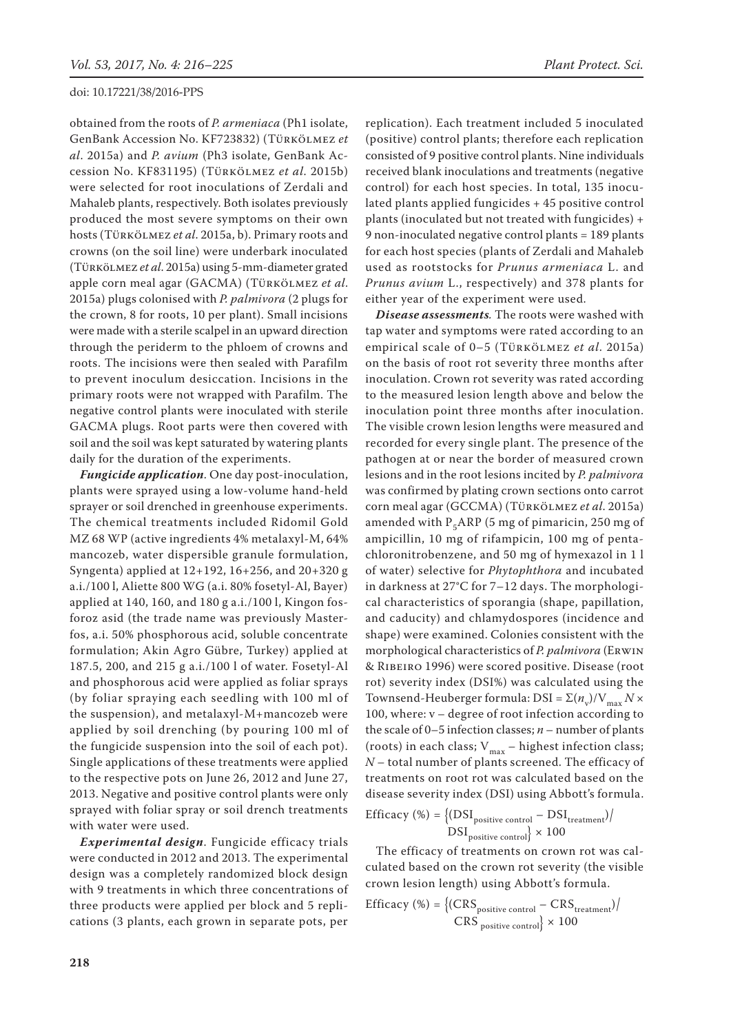obtained from the roots of *P. armeniaca* (Ph1 isolate, GenBank Accession No. KF723832) (Türkölmez *et al*. 2015a) and *P. avium* (Ph3 isolate, GenBank Accession No. KF831195) (Türkölmez *et al*. 2015b) were selected for root inoculations of Zerdali and Mahaleb plants, respectively. Both isolates previously produced the most severe symptoms on their own hosts (Türkölmez *et al*. 2015a, b). Primary roots and crowns (on the soil line) were underbark inoculated (Türkölmez *et al*. 2015a) using 5-mm-diameter grated apple corn meal agar (GACMA) (Türkölmez *et al*. 2015a) plugs colonised with *P. palmivora* (2 plugs for the crown, 8 for roots, 10 per plant). Small incisions were made with a sterile scalpel in an upward direction through the periderm to the phloem of crowns and roots. The incisions were then sealed with Parafilm to prevent inoculum desiccation. Incisions in the primary roots were not wrapped with Parafilm. The negative control plants were inoculated with sterile GACMA plugs. Root parts were then covered with soil and the soil was kept saturated by watering plants daily for the duration of the experiments.

***Fungicide application***. One day post-inoculation, plants were sprayed using a low-volume hand-held sprayer or soil drenched in greenhouse experiments. The chemical treatments included Ridomil Gold MZ 68 WP (active ingredients 4% metalaxyl-M, 64% mancozeb, water dispersible granule formulation, Syngenta) applied at 12+192, 16+256, and 20+320 g a.i./100 l, Aliette 800 WG (a.i. 80% fosetyl-Al, Bayer) applied at 140, 160, and 180 g a.i./100 l, Kingon fosforoz asid (the trade name was previously Masterfos, a.i. 50% phosphorous acid, soluble concentrate formulation; Akin Agro Gübre, Turkey) applied at 187.5, 200, and 215 g a.i./100 l of water. Fosetyl-Al and phosphorous acid were applied as foliar sprays (by foliar spraying each seedling with 100 ml of the suspension), and metalaxyl-M+mancozeb were applied by soil drenching (by pouring 100 ml of the fungicide suspension into the soil of each pot). Single applications of these treatments were applied to the respective pots on June 26, 2012 and June 27, 2013. Negative and positive control plants were only sprayed with foliar spray or soil drench treatments with water were used.

***Experimental design***. Fungicide efficacy trials were conducted in 2012 and 2013. The experimental design was a completely randomized block design with 9 treatments in which three concentrations of three products were applied per block and 5 replications (3 plants, each grown in separate pots, per replication). Each treatment included 5 inoculated (positive) control plants; therefore each replication consisted of 9 positive control plants. Nine individuals received blank inoculations and treatments (negative control) for each host species. In total, 135 inoculated plants applied fungicides + 45 positive control plants (inoculated but not treated with fungicides) + 9 non-inoculated negative control plants = 189 plants for each host species (plants of Zerdali and Mahaleb used as rootstocks for *Prunus armeniaca* L. and *Prunus avium* L., respectively) and 378 plants for either year of the experiment were used.

***Disease assessments***. The roots were washed with tap water and symptoms were rated according to an empirical scale of 0–5 (Türkölmez *et al*. 2015a) on the basis of root rot severity three months after inoculation. Crown rot severity was rated according to the measured lesion length above and below the inoculation point three months after inoculation. The visible crown lesion lengths were measured and recorded for every single plant. The presence of the pathogen at or near the border of measured crown lesions and in the root lesions incited by *P. palmivora* was confirmed by plating crown sections onto carrot corn meal agar (GCCMA) (Türkölmez *et al*. 2015a) amended with $P_5$ARP (5 mg of pimaricin, 250 mg of ampicillin, 10 mg of rifampicin, 100 mg of pentachloronitrobenzene, and 50 mg of hymexazol in 1 l of water) selective for *Phytophthora* and incubated in darkness at 27°C for 7–12 days. The morphological characteristics of sporangia (shape, papillation, and caducity) and chlamydospores (incidence and shape) were examined. Colonies consistent with the morphological characteristics of *P. palmivora* (Erwin & Ribeiro 1996) were scored positive. Disease (root rot) severity index (DSI%) was calculated using the Townsend-Heuberger formula: $DSI = \Sigma(n_v)/V_{max} N \times 100$, where: v – degree of root infection according to the scale of 0–5 infection classes; $n$ – number of plants (roots) in each class; $V_{max}$ – highest infection class; $N$ – total number of plants screened. The efficacy of treatments on root rot was calculated based on the disease severity index (DSI) using Abbott's formula.

$$\text{Efficacy (\%)} = \{(DSI_{\text{positive control}} - DSI_{\text{treatment}})/DSI_{\text{positive control}}\} \times 100$$

The efficacy of treatments on crown rot was calculated based on the crown rot severity (the visible crown lesion length) using Abbott's formula.

$$\text{Efficacy (\%)} = \{(CRS_{\text{positive control}} - CRS_{\text{treatment}})/CRS_{\text{positive control}}\} \times 100$$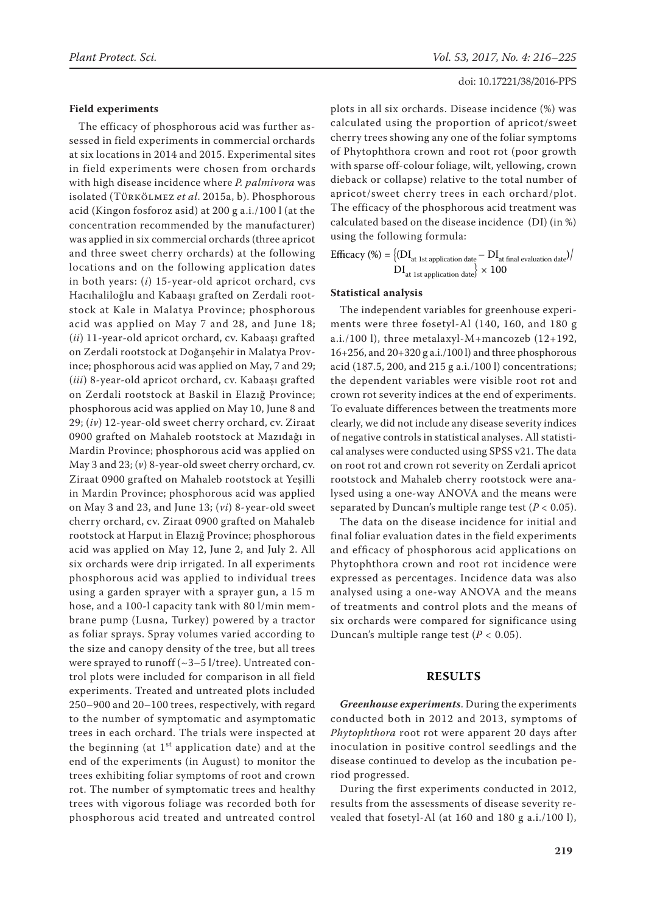### Field experiments

The efficacy of phosphorous acid was further assessed in field experiments in commercial orchards at six locations in 2014 and 2015. Experimental sites in field experiments were chosen from orchards with high disease incidence where *P. palmivora* was isolated (Türkölmez *et al*. 2015a, b). Phosphorous acid (Kingon fosforoz asid) at 200 g a.i./100 l (at the concentration recommended by the manufacturer) was applied in six commercial orchards (three apricot and three sweet cherry orchards) at the following locations and on the following application dates in both years: (*i*) 15-year-old apricot orchard, cvs Hacıhaliloğlu and Kabaaşı grafted on Zerdali rootstock at Kale in Malatya Province; phosphorous acid was applied on May 7 and 28, and June 18; (*ii*) 11-year-old apricot orchard, cv. Kabaaşı grafted on Zerdali rootstock at Doğanşehir in Malatya Province; phosphorous acid was applied on May, 7 and 29; (*iii*) 8-year-old apricot orchard, cv. Kabaaşı grafted on Zerdali rootstock at Baskil in Elazığ Province; phosphorous acid was applied on May 10, June 8 and 29; (*iv*) 12-year-old sweet cherry orchard, cv. Ziraat 0900 grafted on Mahaleb rootstock at Mazıdağı in Mardin Province; phosphorous acid was applied on May 3 and 23; (*v*) 8-year-old sweet cherry orchard, cv. Ziraat 0900 grafted on Mahaleb rootstock at Yeşilli in Mardin Province; phosphorous acid was applied on May 3 and 23, and June 13; (*vi*) 8-year-old sweet cherry orchard, cv. Ziraat 0900 grafted on Mahaleb rootstock at Harput in Elazığ Province; phosphorous acid was applied on May 12, June 2, and July 2. All six orchards were drip irrigated. In all experiments phosphorous acid was applied to individual trees using a garden sprayer with a sprayer gun, a 15 m hose, and a 100-l capacity tank with 80 l/min membrane pump (Lusna, Turkey) powered by a tractor as foliar sprays. Spray volumes varied according to the size and canopy density of the tree, but all trees were sprayed to runoff (~3–5 l/tree). Untreated control plots were included for comparison in all field experiments. Treated and untreated plots included 250–900 and 20–100 trees, respectively, with regard to the number of symptomatic and asymptomatic trees in each orchard. The trials were inspected at the beginning (at 1st application date) and at the end of the experiments (in August) to monitor the trees exhibiting foliar symptoms of root and crown rot. The number of symptomatic trees and healthy trees with vigorous foliage was recorded both for phosphorous acid treated and untreated control plots in all six orchards. Disease incidence (%) was calculated using the proportion of apricot/sweet cherry trees showing any one of the foliar symptoms of Phytophthora crown and root rot (poor growth with sparse off-colour foliage, wilt, yellowing, crown dieback or collapse) relative to the total number of apricot/sweet cherry trees in each orchard/plot. The efficacy of the phosphorous acid treatment was calculated based on the disease incidence (DI) (in %) using the following formula:

$$\text{Efficacy (\%)} = \{(DI_{\text{at 1st application date}} - DI_{\text{at final evaluation date}}) / DI_{\text{at 1st application date}}\} \times 100$$

### Statistical analysis

The independent variables for greenhouse experiments were three fosetyl-Al (140, 160, and 180 g a.i./100 l), three metalaxyl-M+mancozeb (12+192, 16+256, and 20+320 g a.i./100 l) and three phosphorous acid (187.5, 200, and 215 g a.i./100 l) concentrations; the dependent variables were visible root rot and crown rot severity indices at the end of experiments. To evaluate differences between the treatments more clearly, we did not include any disease severity indices of negative controls in statistical analyses. All statistical analyses were conducted using SPSS v21. The data on root rot and crown rot severity on Zerdali apricot rootstock and Mahaleb cherry rootstock were analysed using a one-way ANOVA and the means were separated by Duncan's multiple range test ($P < 0.05$).

The data on the disease incidence for initial and final foliar evaluation dates in the field experiments and efficacy of phosphorous acid applications on Phytophthora crown and root rot incidence were expressed as percentages. Incidence data was also analysed using a one-way ANOVA and the means of treatments and control plots and the means of six orchards were compared for significance using Duncan's multiple range test ($P < 0.05$).

## RESULTS

***Greenhouse experiments***. During the experiments conducted both in 2012 and 2013, symptoms of *Phytophthora* root rot were apparent 20 days after inoculation in positive control seedlings and the disease continued to develop as the incubation period progressed.

During the first experiments conducted in 2012, results from the assessments of disease severity revealed that fosetyl-Al (at 160 and 180 g a.i./100 l),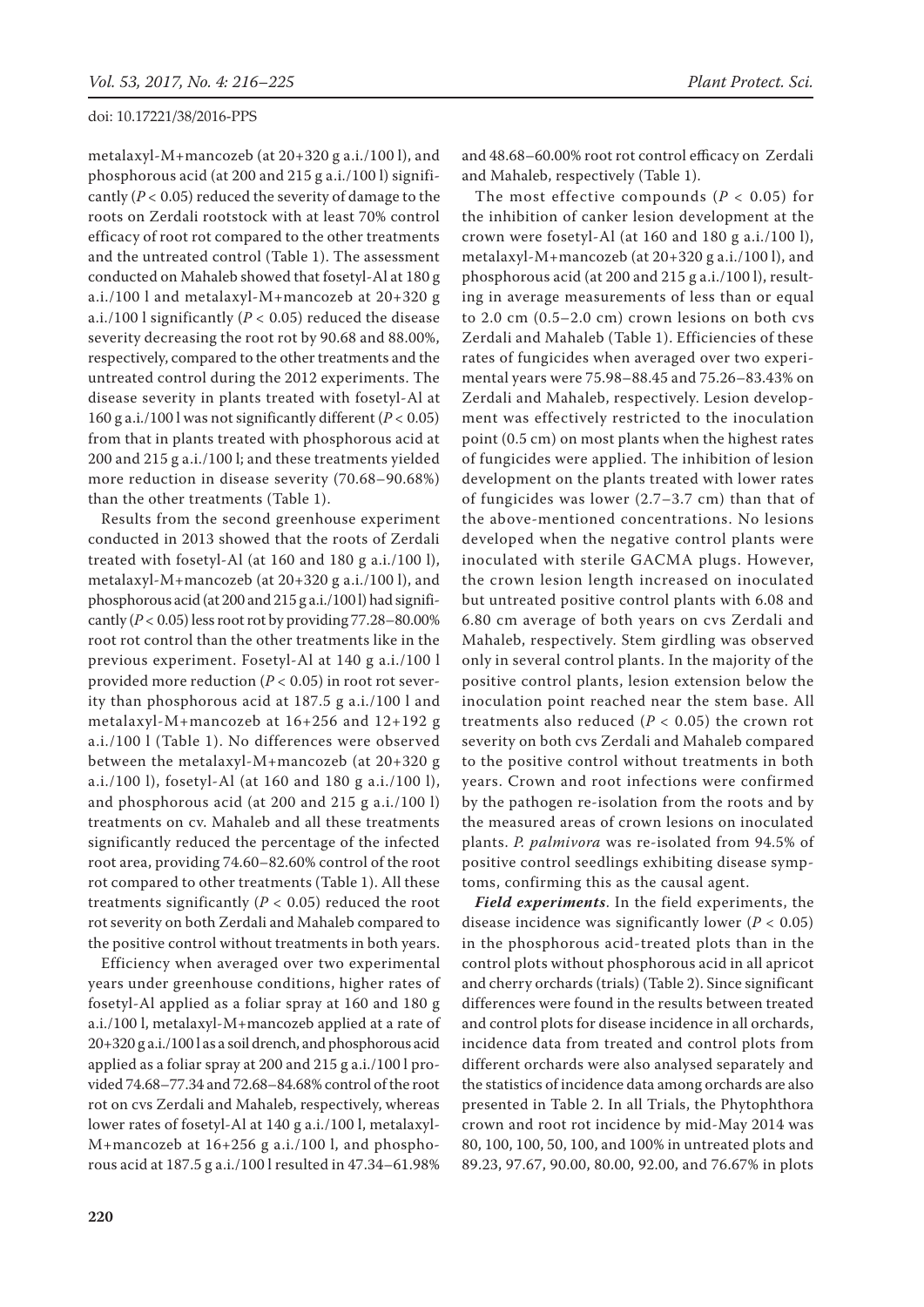metalaxyl-M+mancozeb (at 20+320 g a.i./100 l), and phosphorous acid (at 200 and 215 g a.i./100 l) significantly ($P < 0.05$) reduced the severity of damage to the roots on Zerdali rootstock with at least 70% control efficacy of root rot compared to the other treatments and the untreated control (Table 1). The assessment conducted on Mahaleb showed that fosetyl-Al at 180 g a.i./100 l and metalaxyl-M+mancozeb at 20+320 g a.i./100 l significantly ($P < 0.05$) reduced the disease severity decreasing the root rot by 90.68 and 88.00%, respectively, compared to the other treatments and the untreated control during the 2012 experiments. The disease severity in plants treated with fosetyl-Al at 160 g a.i./100 l was not significantly different ($P < 0.05$) from that in plants treated with phosphorous acid at 200 and 215 g a.i./100 l; and these treatments yielded more reduction in disease severity (70.68–90.68%) than the other treatments (Table 1).

Results from the second greenhouse experiment conducted in 2013 showed that the roots of Zerdali treated with fosetyl-Al (at 160 and 180 g a.i./100 l), metalaxyl-M+mancozeb (at 20+320 g a.i./100 l), and phosphorous acid (at 200 and 215 g a.i./100 l) had significantly ($P < 0.05$) less root rot by providing 77.28–80.00% root rot control than the other treatments like in the previous experiment. Fosetyl-Al at 140 g a.i./100 l provided more reduction ($P < 0.05$) in root rot severity than phosphorous acid at 187.5 g a.i./100 l and metalaxyl-M+mancozeb at 16+256 and 12+192 g a.i./100 l (Table 1). No differences were observed between the metalaxyl-M+mancozeb (at 20+320 g a.i./100 l), fosetyl-Al (at 160 and 180 g a.i./100 l), and phosphorous acid (at 200 and 215 g a.i./100 l) treatments on cv. Mahaleb and all these treatments significantly reduced the percentage of the infected root area, providing 74.60–82.60% control of the root rot compared to other treatments (Table 1). All these treatments significantly ($P < 0.05$) reduced the root rot severity on both Zerdali and Mahaleb compared to the positive control without treatments in both years.

Efficiency when averaged over two experimental years under greenhouse conditions, higher rates of fosetyl-Al applied as a foliar spray at 160 and 180 g a.i./100 l, metalaxyl-M+mancozeb applied at a rate of 20+320 g a.i./100 l as a soil drench, and phosphorous acid applied as a foliar spray at 200 and 215 g a.i./100 l provided 74.68–77.34 and 72.68–84.68% control of the root rot on cvs Zerdali and Mahaleb, respectively, whereas lower rates of fosetyl-Al at 140 g a.i./100 l, metalaxyl-M+mancozeb at 16+256 g a.i./100 l, and phosphorous acid at 187.5 g a.i./100 l resulted in 47.34–61.98% and 48.68–60.00% root rot control efficacy on Zerdali and Mahaleb, respectively (Table 1).

The most effective compounds ($P < 0.05$) for the inhibition of canker lesion development at the crown were fosetyl-Al (at 160 and 180 g a.i./100 l), metalaxyl-M+mancozeb (at 20+320 g a.i./100 l), and phosphorous acid (at 200 and 215 g a.i./100 l), resulting in average measurements of less than or equal to 2.0 cm (0.5–2.0 cm) crown lesions on both cvs Zerdali and Mahaleb (Table 1). Efficiencies of these rates of fungicides when averaged over two experimental years were 75.98–88.45 and 75.26–83.43% on Zerdali and Mahaleb, respectively. Lesion development was effectively restricted to the inoculation point (0.5 cm) on most plants when the highest rates of fungicides were applied. The inhibition of lesion development on the plants treated with lower rates of fungicides was lower (2.7–3.7 cm) than that of the above-mentioned concentrations. No lesions developed when the negative control plants were inoculated with sterile GACMA plugs. However, the crown lesion length increased on inoculated but untreated positive control plants with 6.08 and 6.80 cm average of both years on cvs Zerdali and Mahaleb, respectively. Stem girdling was observed only in several control plants. In the majority of the positive control plants, lesion extension below the inoculation point reached near the stem base. All treatments also reduced ($P < 0.05$) the crown rot severity on both cvs Zerdali and Mahaleb compared to the positive control without treatments in both years. Crown and root infections were confirmed by the pathogen re-isolation from the roots and by the measured areas of crown lesions on inoculated plants. *P. palmivora* was re-isolated from 94.5% of positive control seedlings exhibiting disease symptoms, confirming this as the causal agent.

***Field experiments***. In the field experiments, the disease incidence was significantly lower ($P < 0.05$) in the phosphorous acid-treated plots than in the control plots without phosphorous acid in all apricot and cherry orchards (trials) (Table 2). Since significant differences were found in the results between treated and control plots for disease incidence in all orchards, incidence data from treated and control plots from different orchards were also analysed separately and the statistics of incidence data among orchards are also presented in Table 2. In all Trials, the Phytophthora crown and root rot incidence by mid-May 2014 was 80, 100, 100, 50, 100, and 100% in untreated plots and 89.23, 97.67, 90.00, 80.00, 92.00, and 76.67% in plots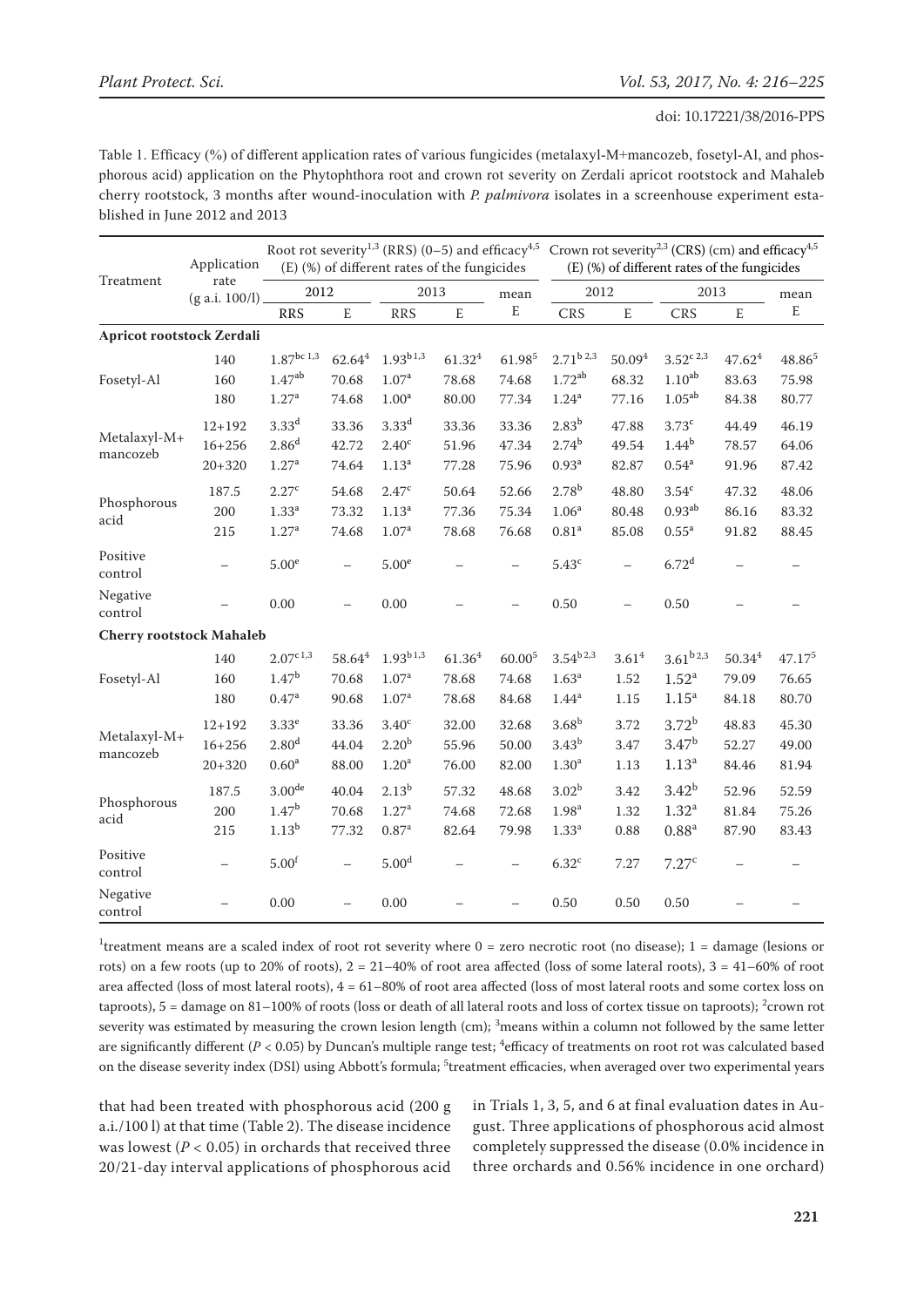Table 1. Efficacy (%) of different application rates of various fungicides (metalaxyl-M+mancozeb, fosetyl-Al, and phosphorous acid) application on the Phytophthora root and crown rot severity on Zerdali apricot rootstock and Mahaleb cherry rootstock, 3 months after wound-inoculation with *P. palmivora* isolates in a screenhouse experiment established in June 2012 and 2013

| Treatment | Application rate (g a.i. 100/l) | Root rot severity[1,3] (RRS) (0–5) and efficacy[4,5] (E) (%) of different rates of the fungicides | | | | | Crown rot severity[2,3] (CRS) (cm) and efficacy[4,5] (E) (%) of different rates of the fungicides | | | | |
|---|---|---|---|---|---|---|---|---|---|---|---|
| | | 2012 | | 2013 | | mean | 2012 | | 2013 | | mean |
| | | RRS | E | RRS | E | E | CRS | E | CRS | E | E |
| **Apricot rootstock Zerdali** | | | | | | | | | | | |
| Fosetyl-Al | 140 | 1.87[bc 1,3] | 62.64[4] | 1.93[b1,3] | 61.32[4] | 61.98[5] | 2.71[b 2,3] | 50.09[4] | 3.52[c 2,3] | 47.62[4] | 48.86[5] |
| | 160 | 1.47[ab] | 70.68 | 1.07[a] | 78.68 | 74.68 | 1.72[ab] | 68.32 | 1.10[ab] | 83.63 | 75.98 |
| | 180 | 1.27[a] | 74.68 | 1.00[a] | 80.00 | 77.34 | 1.24[a] | 77.16 | 1.05[ab] | 84.38 | 80.77 |
| Metalaxyl-M+ mancozeb | 12+192 | 3.33[d] | 33.36 | 3.33[d] | 33.36 | 33.36 | 2.83[b] | 47.88 | 3.73[c] | 44.49 | 46.19 |
| | 16+256 | 2.86[d] | 42.72 | 2.40[c] | 51.96 | 47.34 | 2.74[b] | 49.54 | 1.44[b] | 78.57 | 64.06 |
| | 20+320 | 1.27[a] | 74.64 | 1.13[a] | 77.28 | 75.96 | 0.93[a] | 82.87 | 0.54[a] | 91.96 | 87.42 |
| Phosphorous acid | 187.5 | 2.27[c] | 54.68 | 2.47[c] | 50.64 | 52.66 | 2.78[b] | 48.80 | 3.54[c] | 47.32 | 48.06 |
| | 200 | 1.33[a] | 73.32 | 1.13[a] | 77.36 | 75.34 | 1.06[a] | 80.48 | 0.93[ab] | 86.16 | 83.32 |
| | 215 | 1.27[a] | 74.68 | 1.07[a] | 78.68 | 76.68 | 0.81[a] | 85.08 | 0.55[a] | 91.82 | 88.45 |
| Positive control | – | 5.00[e] | – | 5.00[e] | – | – | 5.43[c] | – | 6.72[d] | – | – |
| Negative control | – | 0.00 | – | 0.00 | – | – | 0.50 | – | 0.50 | – | – |
| **Cherry rootstock Mahaleb** | | | | | | | | | | | |
| Fosetyl-Al | 140 | 2.07[c 1,3] | 58.64[4] | 1.93[b 1,3] | 61.36[4] | 60.00[5] | 3.54[b 2,3] | 3.61[4] | 3.61[b 2,3] | 50.34[4] | 47.17[5] |
| | 160 | 1.47[b] | 70.68 | 1.07[a] | 78.68 | 74.68 | 1.63[a] | 1.52 | 1.52[a] | 79.09 | 76.65 |
| | 180 | 0.47[a] | 90.68 | 1.07[a] | 78.68 | 84.68 | 1.44[a] | 1.15 | 1.15[a] | 84.18 | 80.70 |
| Metalaxyl-M+ mancozeb | 12+192 | 3.33[e] | 33.36 | 3.40[c] | 32.00 | 32.68 | 3.68[b] | 3.72 | 3.72[b] | 48.83 | 45.30 |
| | 16+256 | 2.80[d] | 44.04 | 2.20[b] | 55.96 | 50.00 | 3.43[b] | 3.47 | 3.47[b] | 52.27 | 49.00 |
| | 20+320 | 0.60[a] | 88.00 | 1.20[a] | 76.00 | 82.00 | 1.30[a] | 1.13 | 1.13[a] | 84.46 | 81.94 |
| Phosphorous acid | 187.5 | 3.00[de] | 40.04 | 2.13[b] | 57.32 | 48.68 | 3.02[b] | 3.42 | 3.42[b] | 52.96 | 52.59 |
| | 200 | 1.47[b] | 70.68 | 1.27[a] | 74.68 | 72.68 | 1.98[a] | 1.32 | 1.32[a] | 81.84 | 75.26 |
| | 215 | 1.13[b] | 77.32 | 0.87[a] | 82.64 | 79.98 | 1.33[a] | 0.88 | 0.88[a] | 87.90 | 83.43 |
| Positive control | – | 5.00[f] | – | 5.00[d] | – | – | 6.32[c] | 7.27 | 7.27[c] | – | – |
| Negative control | – | 0.00 | – | 0.00 | – | – | 0.50 | 0.50 | 0.50 | – | – |

[1]treatment means are a scaled index of root rot severity where 0 = zero necrotic root (no disease); 1 = damage (lesions or rots) on a few roots (up to 20% of roots), 2 = 21–40% of root area affected (loss of some lateral roots), 3 = 41–60% of root area affected (loss of most lateral roots), 4 = 61–80% of root area affected (loss of most lateral roots and some cortex loss on taproots), 5 = damage on 81–100% of roots (loss or death of all lateral roots and loss of cortex tissue on taproots); [2]crown rot severity was estimated by measuring the crown lesion length (cm); [3]means within a column not followed by the same letter are significantly different ($P < 0.05$) by Duncan's multiple range test; [4]efficacy of treatments on root rot was calculated based on the disease severity index (DSI) using Abbott's formula; [5]treatment efficacies, when averaged over two experimental years

that had been treated with phosphorous acid (200 g a.i./100 l) at that time (Table 2). The disease incidence was lowest ($P < 0.05$) in orchards that received three 20/21-day interval applications of phosphorous acid in Trials 1, 3, 5, and 6 at final evaluation dates in August. Three applications of phosphorous acid almost completely suppressed the disease (0.0% incidence in three orchards and 0.56% incidence in one orchard)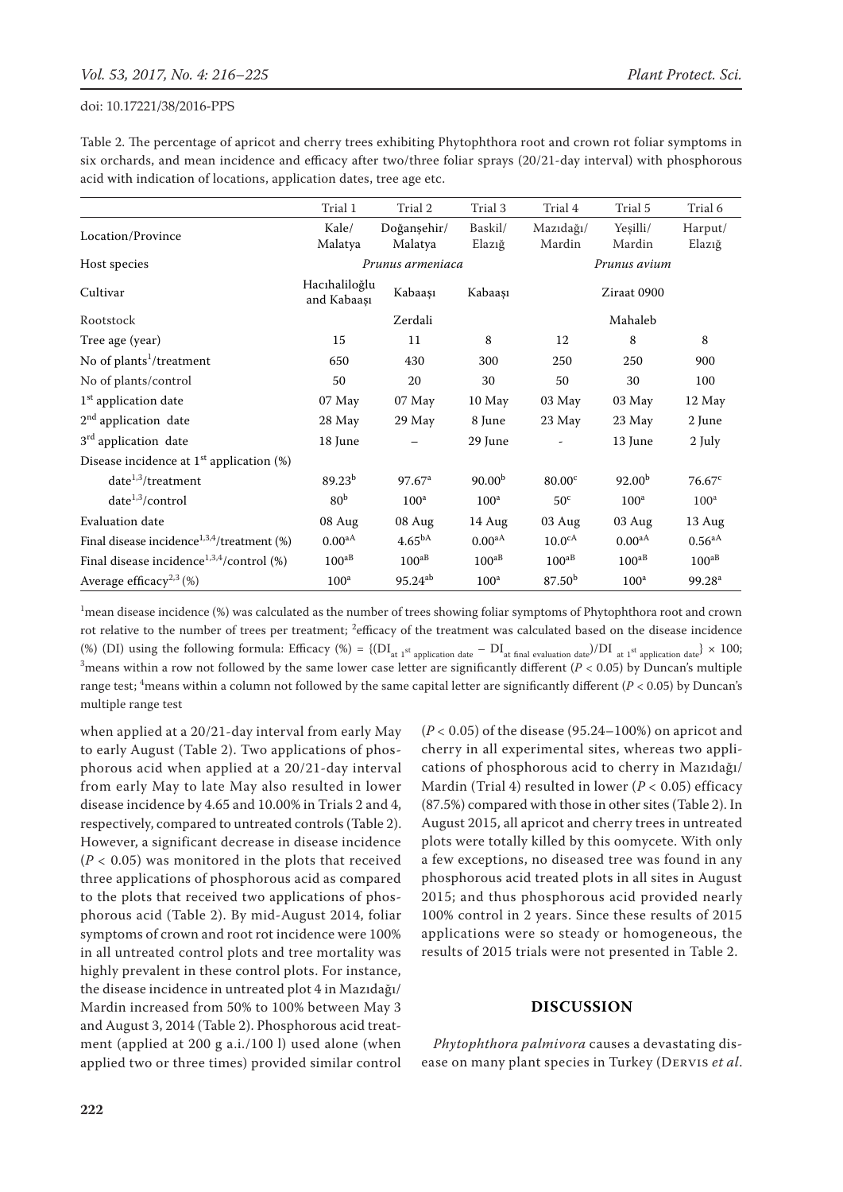Table 2. The percentage of apricot and cherry trees exhibiting Phytophthora root and crown rot foliar symptoms in six orchards, and mean incidence and efficacy after two/three foliar sprays (20/21-day interval) with phosphorous acid with indication of locations, application dates, tree age etc.

| | Trial 1 | Trial 2 | Trial 3 | Trial 4 | Trial 5 | Trial 6 |
|---|---|---|---|---|---|---|
| Location/Province | Kale/ Malatya | Doğanşehir/ Malatya | Baskil/ Elazığ | Mazıdağı/ Mardin | Yeşilli/ Mardin | Harput/ Elazığ |
| Host species | *Prunus armeniaca* | | | *Prunus avium* | | |
| Cultivar | Hacıhaliloğlu and Kabaaşı | Kabaaşı | Kabaaşı | Ziraat 0900 | | |
| Rootstock | Zerdali | | | Mahaleb | | |
| Tree age (year) | 15 | 11 | 8 | 12 | 8 | 8 |
| No of plants[1]/treatment | 650 | 430 | 300 | 250 | 250 | 900 |
| No of plants/control | 50 | 20 | 30 | 50 | 30 | 100 |
| 1st application date | 07 May | 07 May | 10 May | 03 May | 03 May | 12 May |
| 2nd application date | 28 May | 29 May | 8 June | 23 May | 23 May | 2 June |
| 3rd application date | 18 June | – | 29 June | - | 13 June | 2 July |
| Disease incidence at 1st application (%) | | | | | | |
| date[1,3]/treatment | 89.23[b] | 97.67[a] | 90.00[b] | 80.00[c] | 92.00[b] | 76.67[c] |
| date[1,3]/control | 80[b] | 100[a] | 100[a] | 50[c] | 100[a] | 100[a] |
| Evaluation date | 08 Aug | 08 Aug | 14 Aug | 03 Aug | 03 Aug | 13 Aug |
| Final disease incidence[1,3,4]/treatment (%) | 0.00[aA] | 4.65[bA] | 0.00[aA] | 10.0[cA] | 0.00[aA] | 0.56[aA] |
| Final disease incidence[1,3,4]/control (%) | 100[aB] | 100[aB] | 100[aB] | 100[aB] | 100[aB] | 100[aB] |
| Average efficacy[2,3] (%) | 100[a] | 95.24[ab] | 100[a] | 87.50[b] | 100[a] | 99.28[a] |

[1]mean disease incidence (%) was calculated as the number of trees showing foliar symptoms of Phytophthora root and crown rot relative to the number of trees per treatment; [2]efficacy of the treatment was calculated based on the disease incidence (%) (DI) using the following formula: Efficacy (%) = $\{(DI_{\text{at 1st application date}} - DI_{\text{at final evaluation date}})/DI_{\text{at 1st application date}}\} \times 100$; [3]means within a row not followed by the same lower case letter are significantly different ($P < 0.05$) by Duncan's multiple range test; [4]means within a column not followed by the same capital letter are significantly different ($P < 0.05$) by Duncan's multiple range test

when applied at a 20/21-day interval from early May to early August (Table 2). Two applications of phosphorous acid when applied at a 20/21-day interval from early May to late May also resulted in lower disease incidence by 4.65 and 10.00% in Trials 2 and 4, respectively, compared to untreated controls (Table 2). However, a significant decrease in disease incidence ($P < 0.05$) was monitored in the plots that received three applications of phosphorous acid as compared to the plots that received two applications of phosphorous acid (Table 2). By mid-August 2014, foliar symptoms of crown and root rot incidence were 100% in all untreated control plots and tree mortality was highly prevalent in these control plots. For instance, the disease incidence in untreated plot 4 in Mazıdağı/Mardin increased from 50% to 100% between May 3 and August 3, 2014 (Table 2). Phosphorous acid treatment (applied at 200 g a.i./100 l) used alone (when applied two or three times) provided similar control ($P < 0.05$) of the disease (95.24–100%) on apricot and cherry in all experimental sites, whereas two applications of phosphorous acid to cherry in Mazıdağı/Mardin (Trial 4) resulted in lower ($P < 0.05$) efficacy (87.5%) compared with those in other sites (Table 2). In August 2015, all apricot and cherry trees in untreated plots were totally killed by this oomycete. With only a few exceptions, no diseased tree was found in any phosphorous acid treated plots in all sites in August 2015; and thus phosphorous acid provided nearly 100% control in 2 years. Since these results of 2015 applications were so steady or homogeneous, the results of 2015 trials were not presented in Table 2.

## DISCUSSION

*Phytophthora palmivora* causes a devastating disease on many plant species in Turkey (Dervis *et al*.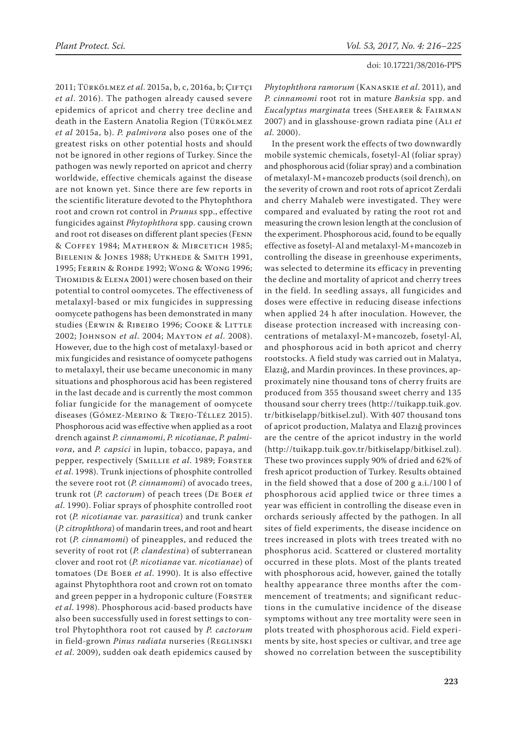2011; Türkölmez *et al*. 2015a, b, c, 2016a, b; Çiftçi *et al*. 2016). The pathogen already caused severe epidemics of apricot and cherry tree decline and death in the Eastern Anatolia Region (Türkölmez *et al* 2015a, b). *P. palmivora* also poses one of the greatest risks on other potential hosts and should not be ignored in other regions of Turkey. Since the pathogen was newly reported on apricot and cherry worldwide, effective chemicals against the disease are not known yet. Since there are few reports in the scientific literature devoted to the Phytophthora root and crown rot control in *Prunus* spp., effective fungicides against *Phytophthora* spp. causing crown and root rot diseases on different plant species (Fenn & Coffey 1984; Matheron & Mircetich 1985; Bielenin & Jones 1988; Utkhede & Smith 1991, 1995; Ferrin & Rohde 1992; Wong & Wong 1996; Thomidis & Elena 2001) were chosen based on their potential to control oomycetes. The effectiveness of metalaxyl-based or mix fungicides in suppressing oomycete pathogens has been demonstrated in many studies (Erwin & Ribeiro 1996; Cooke & Little 2002; Johnson *et al*. 2004; Mayton *et al*. 2008). However, due to the high cost of metalaxyl-based or mix fungicides and resistance of oomycete pathogens to metalaxyl, their use became uneconomic in many situations and phosphorous acid has been registered in the last decade and is currently the most common foliar fungicide for the management of oomycete diseases (Gómez-Merino & Trejo-Téllez 2015). Phosphorous acid was effective when applied as a root drench against *P. cinnamomi*, *P. nicotianae*, *P. palmivora*, and *P. capsici* in lupin, tobacco, papaya, and pepper, respectively (Smillie *et al*. 1989; Forster *et al*. 1998). Trunk injections of phosphite controlled the severe root rot (*P. cinnamomi*) of avocado trees, trunk rot (*P. cactorum*) of peach trees (De Boer *et al*. 1990). Foliar sprays of phosphite controlled root rot (*P. nicotianae* var. *parasitica*) and trunk canker (*P. citrophthora*) of mandarin trees, and root and heart rot (*P. cinnamomi*) of pineapples, and reduced the severity of root rot (*P. clandestina*) of subterranean clover and root rot (*P. nicotianae* var. *nicotianae*) of tomatoes (De Boer *et al*. 1990). It is also effective against Phytophthora root and crown rot on tomato and green pepper in a hydroponic culture (Forster *et al*. 1998). Phosphorous acid-based products have also been successfully used in forest settings to control Phytophthora root rot caused by *P. cactorum* in field-grown *Pinus radiata* nurseries (Reglinski *et al*. 2009), sudden oak death epidemics caused by *Phytophthora ramorum* (Kanaskie *et al*. 2011), and *P. cinnamomi* root rot in mature *Banksia* spp. and *Eucalyptus marginata* trees (Shearer & Fairman 2007) and in glasshouse-grown radiata pine (Ali *et al*. 2000).

In the present work the effects of two downwardly mobile systemic chemicals, fosetyl-Al (foliar spray) and phosphorous acid (foliar spray) and a combination of metalaxyl-M+mancozeb products (soil drench), on the severity of crown and root rots of apricot Zerdali and cherry Mahaleb were investigated. They were compared and evaluated by rating the root rot and measuring the crown lesion length at the conclusion of the experiment. Phosphorous acid, found to be equally effective as fosetyl-Al and metalaxyl-M+mancozeb in controlling the disease in greenhouse experiments, was selected to determine its efficacy in preventing the decline and mortality of apricot and cherry trees in the field. In seedling assays, all fungicides and doses were effective in reducing disease infections when applied 24 h after inoculation. However, the disease protection increased with increasing concentrations of metalaxyl-M+mancozeb, fosetyl-Al, and phosphorous acid in both apricot and cherry rootstocks. A field study was carried out in Malatya, Elazığ, and Mardin provinces. In these provinces, approximately nine thousand tons of cherry fruits are produced from 355 thousand sweet cherry and 135 thousand sour cherry trees (http://tuikapp.tuik.gov.tr/bitkiselapp/bitkisel.zul). With 407 thousand tons of apricot production, Malatya and Elazığ provinces are the centre of the apricot industry in the world (http://tuikapp.tuik.gov.tr/bitkiselapp/bitkisel.zul). These two provinces supply 90% of dried and 62% of fresh apricot production of Turkey. Results obtained in the field showed that a dose of 200 g a.i./100 l of phosphorous acid applied twice or three times a year was efficient in controlling the disease even in orchards seriously affected by the pathogen. In all sites of field experiments, the disease incidence on trees increased in plots with trees treated with no phosphorus acid. Scattered or clustered mortality occurred in these plots. Most of the plants treated with phosphorous acid, however, gained the totally healthy appearance three months after the commencement of treatments; and significant reductions in the cumulative incidence of the disease symptoms without any tree mortality were seen in plots treated with phosphorous acid. Field experiments by site, host species or cultivar, and tree age showed no correlation between the susceptibility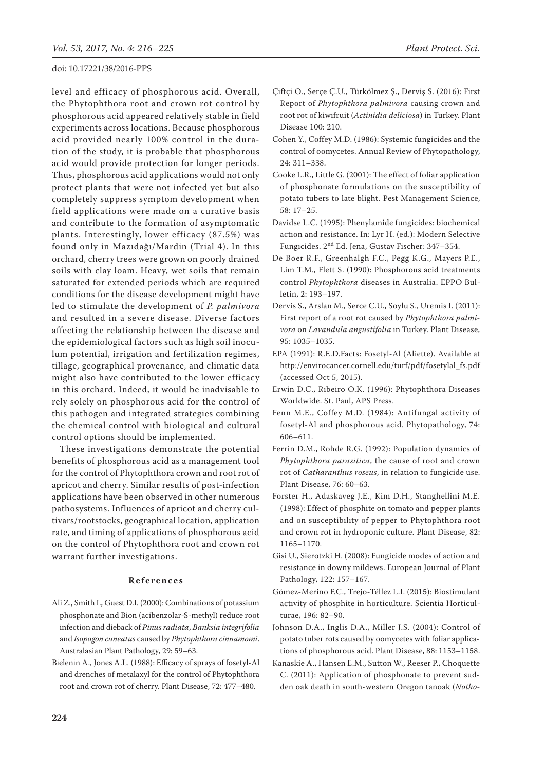level and efficacy of phosphorous acid. Overall, the Phytophthora root and crown rot control by phosphorous acid appeared relatively stable in field experiments across locations. Because phosphorous acid provided nearly 100% control in the duration of the study, it is probable that phosphorous acid would provide protection for longer periods. Thus, phosphorous acid applications would not only protect plants that were not infected yet but also completely suppress symptom development when field applications were made on a curative basis and contribute to the formation of asymptomatic plants. Interestingly, lower efficacy (87.5%) was found only in Mazıdağı/Mardin (Trial 4). In this orchard, cherry trees were grown on poorly drained soils with clay loam. Heavy, wet soils that remain saturated for extended periods which are required conditions for the disease development might have led to stimulate the development of *P. palmivora* and resulted in a severe disease. Diverse factors affecting the relationship between the disease and the epidemiological factors such as high soil inoculum potential, irrigation and fertilization regimes, tillage, geographical provenance, and climatic data might also have contributed to the lower efficacy in this orchard. Indeed, it would be inadvisable to rely solely on phosphorous acid for the control of this pathogen and integrated strategies combining the chemical control with biological and cultural control options should be implemented.

These investigations demonstrate the potential benefits of phosphorous acid as a management tool for the control of Phytophthora crown and root rot of apricot and cherry. Similar results of post-infection applications have been observed in other numerous pathosystems. Influences of apricot and cherry cultivars/rootstocks, geographical location, application rate, and timing of applications of phosphorous acid on the control of Phytophthora root and crown rot warrant further investigations.

## References

Ali Z., Smith I., Guest D.I. (2000): Combinations of potassium phosphonate and Bion (acibenzolar-S-methyl) reduce root infection and dieback of *Pinus radiata*, *Banksia integrifolia* and *Isopogon cuneatus* caused by *Phytophthora cinnamomi*. Australasian Plant Pathology, 29: 59–63.

Bielenin A., Jones A.L. (1988): Efficacy of sprays of fosetyl-Al and drenches of metalaxyl for the control of Phytophthora root and crown rot of cherry. Plant Disease, 72: 477–480.

Çiftçi O., Serçe Ç.U., Türkölmez Ş., Derviş S. (2016): First Report of *Phytophthora palmivora* causing crown and root rot of kiwifruit (*Actinidia deliciosa*) in Turkey. Plant Disease 100: 210.

Cohen Y., Coffey M.D. (1986): Systemic fungicides and the control of oomycetes. Annual Review of Phytopathology, 24: 311–338.

Cooke L.R., Little G. (2001): The effect of foliar application of phosphonate formulations on the susceptibility of potato tubers to late blight. Pest Management Science, 58: 17–25.

Davidse L.C. (1995): Phenylamide fungicides: biochemical action and resistance. In: Lyr H. (ed.): Modern Selective Fungicides. 2nd Ed. Jena, Gustav Fischer: 347–354.

De Boer R.F., Greenhalgh F.C., Pegg K.G., Mayers P.E., Lim T.M., Flett S. (1990): Phosphorous acid treatments control *Phytophthora* diseases in Australia. EPPO Bulletin, 2: 193–197.

Dervis S., Arslan M., Serce C.U., Soylu S., Uremis I. (2011): First report of a root rot caused by *Phytophthora palmivora* on *Lavandula angustifolia* in Turkey. Plant Disease, 95: 1035–1035.

EPA (1991): R.E.D.Facts: Fosetyl-Al (Aliette). Available at http://envirocancer.cornell.edu/turf/pdf/fosetylal_fs.pdf (accessed Oct 5, 2015).

Erwin D.C., Ribeiro O.K. (1996): Phytophthora Diseases Worldwide. St. Paul, APS Press.

Fenn M.E., Coffey M.D. (1984): Antifungal activity of fosetyl-Al and phosphorous acid. Phytopathology, 74: 606–611.

Ferrin D.M., Rohde R.G. (1992): Population dynamics of *Phytophthora parasitica*, the cause of root and crown rot of *Catharanthus roseus*, in relation to fungicide use. Plant Disease, 76: 60–63.

Forster H., Adaskaveg J.E., Kim D.H., Stanghellini M.E. (1998): Effect of phosphite on tomato and pepper plants and on susceptibility of pepper to Phytophthora root and crown rot in hydroponic culture. Plant Disease, 82: 1165–1170.

Gisi U., Sierotzki H. (2008): Fungicide modes of action and resistance in downy mildews. European Journal of Plant Pathology, 122: 157–167.

Gómez-Merino F.C., Trejo-Téllez L.I. (2015): Biostimulant activity of phosphite in horticulture. Scientia Horticulturae, 196: 82–90.

Johnson D.A., Inglis D.A., Miller J.S. (2004): Control of potato tuber rots caused by oomycetes with foliar applications of phosphorous acid. Plant Disease, 88: 1153–1158.

Kanaskie A., Hansen E.M., Sutton W., Reeser P., Choquette C. (2011): Application of phosphonate to prevent sudden oak death in south-western Oregon tanoak (*Notho-*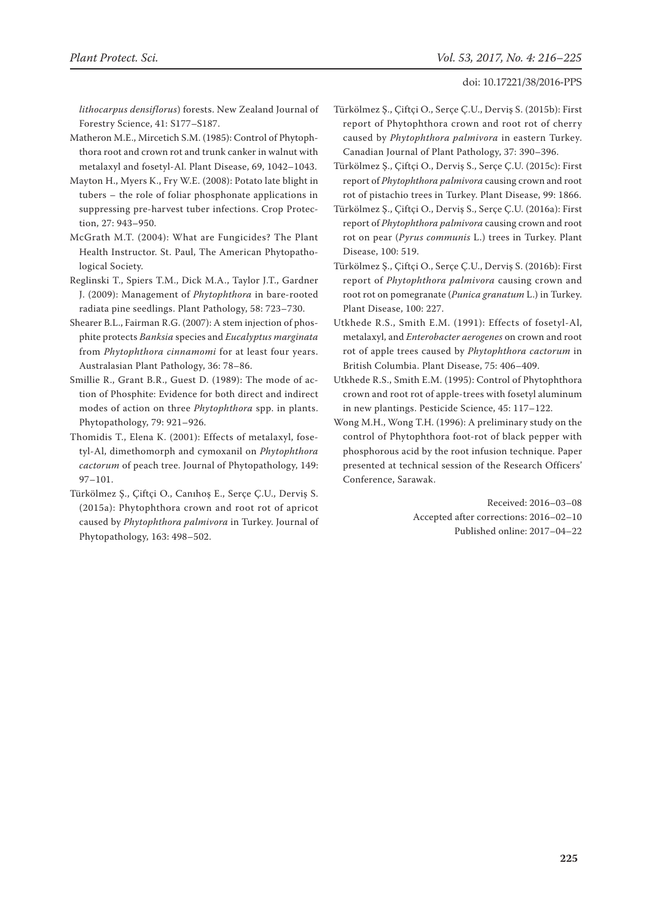*lithocarpus densiflorus*) forests. New Zealand Journal of Forestry Science, 41: S177–S187.

Matheron M.E., Mircetich S.M. (1985): Control of Phytophthora root and crown rot and trunk canker in walnut with metalaxyl and fosetyl-Al. Plant Disease, 69, 1042–1043.

Mayton H., Myers K., Fry W.E. (2008): Potato late blight in tubers – the role of foliar phosphonate applications in suppressing pre-harvest tuber infections. Crop Protection, 27: 943–950.

McGrath M.T. (2004): What are Fungicides? The Plant Health Instructor. St. Paul, The American Phytopathological Society.

Reglinski T., Spiers T.M., Dick M.A., Taylor J.T., Gardner J. (2009): Management of *Phytophthora* in bare-rooted radiata pine seedlings. Plant Pathology, 58: 723–730.

Shearer B.L., Fairman R.G. (2007): A stem injection of phosphite protects *Banksia* species and *Eucalyptus marginata* from *Phytophthora cinnamomi* for at least four years. Australasian Plant Pathology, 36: 78–86.

Smillie R., Grant B.R., Guest D. (1989): The mode of action of Phosphite: Evidence for both direct and indirect modes of action on three *Phytophthora* spp. in plants. Phytopathology, 79: 921–926.

Thomidis T., Elena K. (2001): Effects of metalaxyl, fosetyl-Al, dimethomorph and cymoxanil on *Phytophthora cactorum* of peach tree. Journal of Phytopathology, 149: 97–101.

Türkölmez Ş., Çiftçi O., Canıhoş E., Serçe Ç.U., Derviş S. (2015a): Phytophthora crown and root rot of apricot caused by *Phytophthora palmivora* in Turkey. Journal of Phytopathology, 163: 498–502.

Türkölmez Ş., Çiftçi O., Serçe Ç.U., Derviş S. (2015b): First report of Phytophthora crown and root rot of cherry caused by *Phytophthora palmivora* in eastern Turkey. Canadian Journal of Plant Pathology, 37: 390–396.

Türkölmez Ş., Çiftçi O., Derviş S., Serçe Ç.U. (2015c): First report of *Phytophthora palmivora* causing crown and root rot of pistachio trees in Turkey. Plant Disease, 99: 1866.

Türkölmez Ş., Çiftçi O., Derviş S., Serçe Ç.U. (2016a): First report of *Phytophthora palmivora* causing crown and root rot on pear (*Pyrus communis* L.) trees in Turkey. Plant Disease, 100: 519.

Türkölmez Ş., Çiftçi O., Serçe Ç.U., Derviş S. (2016b): First report of *Phytophthora palmivora* causing crown and root rot on pomegranate (*Punica granatum* L.) in Turkey. Plant Disease, 100: 227.

Utkhede R.S., Smith E.M. (1991): Effects of fosetyl-Al, metalaxyl, and *Enterobacter aerogenes* on crown and root rot of apple trees caused by *Phytophthora cactorum* in British Columbia. Plant Disease, 75: 406–409.

Utkhede R.S., Smith E.M. (1995): Control of Phytophthora crown and root rot of apple-trees with fosetyl aluminum in new plantings. Pesticide Science, 45: 117–122.

Wong M.H., Wong T.H. (1996): A preliminary study on the control of Phytophthora foot-rot of black pepper with phosphorous acid by the root infusion technique. Paper presented at technical session of the Research Officers' Conference, Sarawak.

Received: 2016–03–08
Accepted after corrections: 2016–02–10
Published online: 2017–04–22